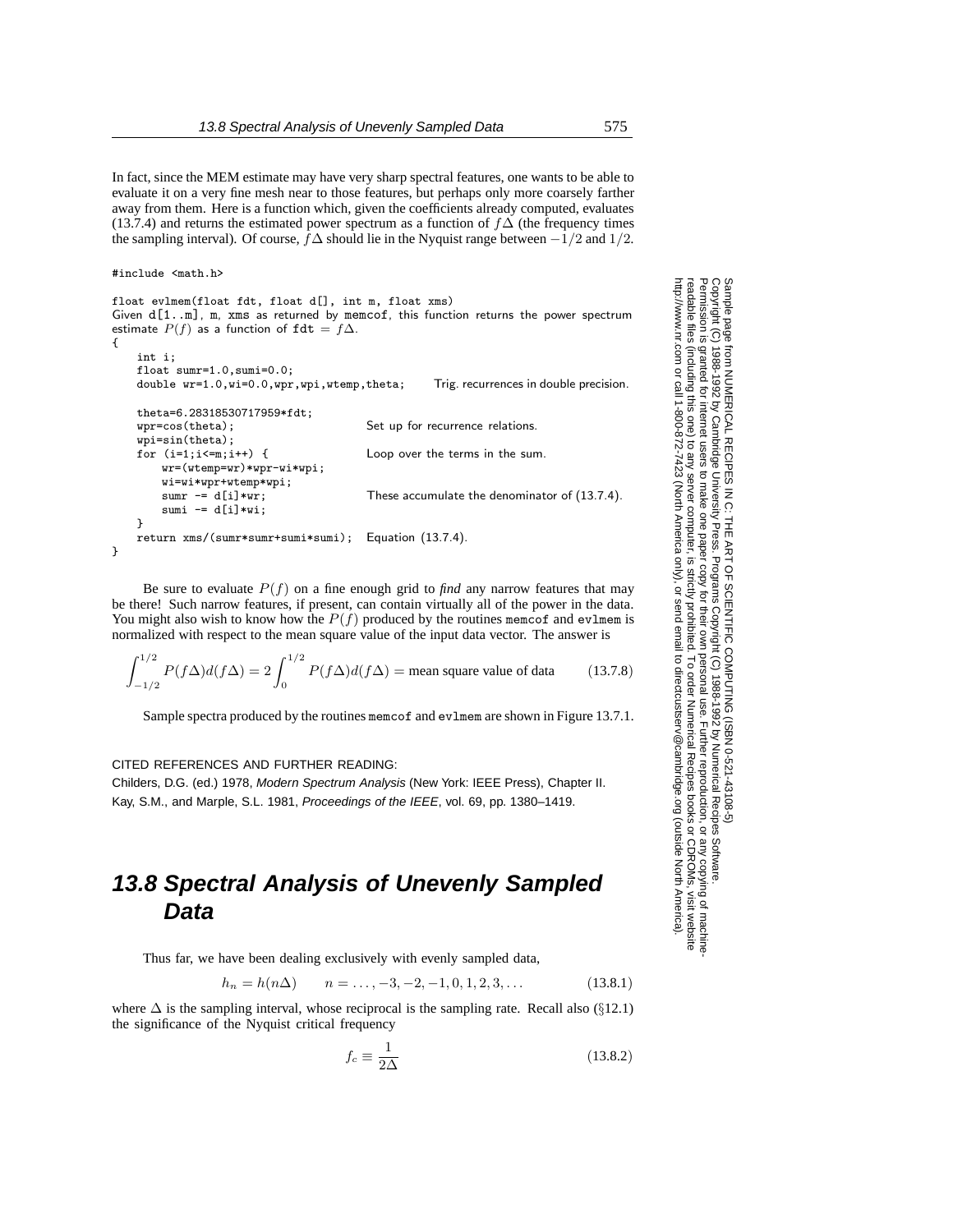In fact, since the MEM estimate may have very sharp spectral features, one wants to be able to evaluate it on a very fine mesh near to those features, but perhaps only more coarsely farther away from them. Here is a function which, given the coefficients already computed, evaluates (13.7.4) and returns the estimated power spectrum as a function of $f\Delta$ (the frequency times the sampling interval). Of course, $f\Delta$ should lie in the Nyquist range between $-1/2$ and $1/2$.

```
#include <math.h>

float evlmem(float fdt, float d[], int m, float xms)
Given d[1..m], m, xms as returned by memcof, this function returns the power spectrum
estimate P(f) as a function of fdt = fΔ.
{
    int i;
    float sumr=1.0,sumi=0.0;
    double wr=1.0,wi=0.0,wpr,wpi,wtemp,theta;      Trig. recurrences in double precision.

    theta=6.28318530717959*fdt;
    wpr=cos(theta);                                Set up for recurrence relations.
    wpi=sin(theta);
    for (i=1;i<=m;i++) {                           Loop over the terms in the sum.
        wr=(wtemp=wr)*wpr-wi*wpi;
        wi=wi*wpr+wtemp*wpi;
        sumr -= d[i]*wr;                           These accumulate the denominator of (13.7.4).
        sumi -= d[i]*wi;
    }
    return xms/(sumr*sumr+sumi*sumi);              Equation (13.7.4).
}
```

Be sure to evaluate $P(f)$ on a fine enough grid to *find* any narrow features that may be there! Such narrow features, if present, can contain virtually all of the power in the data. You might also wish to know how the $P(f)$ produced by the routines memcof and evlmem is normalized with respect to the mean square value of the input data vector. The answer is

$$\int_{-1/2}^{1/2} P(f\Delta)d(f\Delta) = 2\int_{0}^{1/2} P(f\Delta)d(f\Delta) = \text{mean square value of data} \qquad (13.7.8)$$

Sample spectra produced by the routines memcof and evlmem are shown in Figure 13.7.1.

CITED REFERENCES AND FURTHER READING:

Childers, D.G. (ed.) 1978, *Modern Spectrum Analysis* (New York: IEEE Press), Chapter II.

Kay, S.M., and Marple, S.L. 1981, *Proceedings of the IEEE*, vol. 69, pp. 1380–1419.

## 13.8 Spectral Analysis of Unevenly Sampled Data

Thus far, we have been dealing exclusively with evenly sampled data,

$$h_n = h(n\Delta) \qquad n = \ldots, -3, -2, -1, 0, 1, 2, 3, \ldots \qquad (13.8.1)$$

where $\Delta$ is the sampling interval, whose reciprocal is the sampling rate. Recall also (§12.1) the significance of the Nyquist critical frequency

$$f_c \equiv \frac{1}{2\Delta} \qquad (13.8.2)$$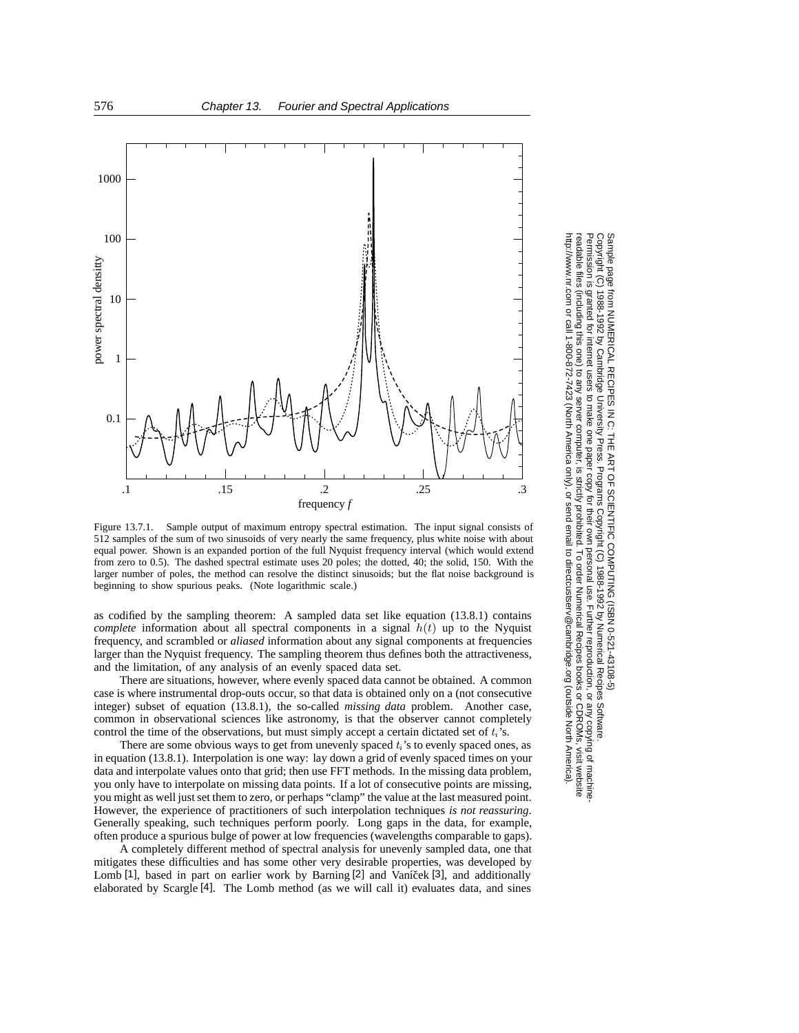Figure 13.7.1. Sample output of maximum entropy spectral estimation. The input signal consists of 512 samples of the sum of two sinusoids of very nearly the same frequency, plus white noise with about equal power. Shown is an expanded portion of the full Nyquist frequency interval (which would extend from zero to 0.5). The dashed spectral estimate uses 20 poles; the dotted, 40; the solid, 150. With the larger number of poles, the method can resolve the distinct sinusoids; but the flat noise background is beginning to show spurious peaks. (Note logarithmic scale.)

as codified by the sampling theorem: A sampled data set like equation (13.8.1) contains *complete* information about all spectral components in a signal $h(t)$ up to the Nyquist frequency, and scrambled or *aliased* information about any signal components at frequencies larger than the Nyquist frequency. The sampling theorem thus defines both the attractiveness, and the limitation, of any analysis of an evenly spaced data set.

There are situations, however, where evenly spaced data cannot be obtained. A common case is where instrumental drop-outs occur, so that data is obtained only on a (not consecutive integer) subset of equation (13.8.1), the so-called *missing data* problem. Another case, common in observational sciences like astronomy, is that the observer cannot completely control the time of the observations, but must simply accept a certain dictated set of $t_i$'s.

There are some obvious ways to get from unevenly spaced $t_i$'s to evenly spaced ones, as in equation (13.8.1). Interpolation is one way: lay down a grid of evenly spaced times on your data and interpolate values onto that grid; then use FFT methods. In the missing data problem, you only have to interpolate on missing data points. If a lot of consecutive points are missing, you might as well just set them to zero, or perhaps "clamp" the value at the last measured point. However, the experience of practitioners of such interpolation techniques *is not reassuring*. Generally speaking, such techniques perform poorly. Long gaps in the data, for example, often produce a spurious bulge of power at low frequencies (wavelengths comparable to gaps).

A completely different method of spectral analysis for unevenly sampled data, one that mitigates these difficulties and has some other very desirable properties, was developed by Lomb [1], based in part on earlier work by Barning [2] and Vaníček [3], and additionally elaborated by Scargle [4]. The Lomb method (as we will call it) evaluates data, and sines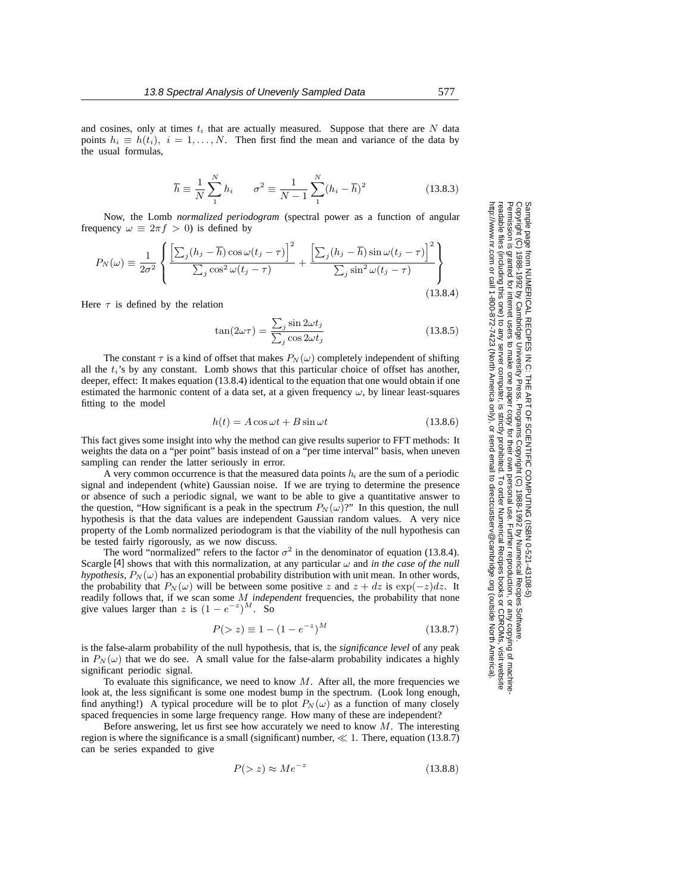and cosines, only at times $t_i$ that are actually measured. Suppose that there are $N$ data points $h_i \equiv h(t_i),\ i = 1, \ldots, N$. Then first find the mean and variance of the data by the usual formulas,

$$\overline{h} \equiv \frac{1}{N}\sum_{1}^{N} h_i \qquad \sigma^2 \equiv \frac{1}{N-1}\sum_{1}^{N}(h_i - \overline{h})^2 \tag{13.8.3}$$

Now, the Lomb *normalized periodogram* (spectral power as a function of angular frequency $\omega \equiv 2\pi f > 0$) is defined by

$$P_N(\omega) \equiv \frac{1}{2\sigma^2}\left\{\frac{\left[\sum_j (h_j - \overline{h})\cos\omega(t_j - \tau)\right]^2}{\sum_j \cos^2\omega(t_j - \tau)} + \frac{\left[\sum_j (h_j - \overline{h})\sin\omega(t_j - \tau)\right]^2}{\sum_j \sin^2\omega(t_j - \tau)}\right\} \tag{13.8.4}$$

Here $\tau$ is defined by the relation

$$\tan(2\omega\tau) = \frac{\sum_j \sin 2\omega t_j}{\sum_j \cos 2\omega t_j} \tag{13.8.5}$$

The constant $\tau$ is a kind of offset that makes $P_N(\omega)$ completely independent of shifting all the $t_i$'s by any constant. Lomb shows that this particular choice of offset has another, deeper, effect: It makes equation (13.8.4) identical to the equation that one would obtain if one estimated the harmonic content of a data set, at a given frequency $\omega$, by linear least-squares fitting to the model

$$h(t) = A\cos\omega t + B\sin\omega t \tag{13.8.6}$$

This fact gives some insight into why the method can give results superior to FFT methods: It weights the data on a "per point" basis instead of on a "per time interval" basis, when uneven sampling can render the latter seriously in error.

A very common occurrence is that the measured data points $h_i$ are the sum of a periodic signal and independent (white) Gaussian noise. If we are trying to determine the presence or absence of such a periodic signal, we want to be able to give a quantitative answer to the question, "How significant is a peak in the spectrum $P_N(\omega)$?" In this question, the null hypothesis is that the data values are independent Gaussian random values. A very nice property of the Lomb normalized periodogram is that the viability of the null hypothesis can be tested fairly rigorously, as we now discuss.

The word "normalized" refers to the factor $\sigma^2$ in the denominator of equation (13.8.4). Scargle [4] shows that with this normalization, at any particular $\omega$ and *in the case of the null hypothesis*, $P_N(\omega)$ has an exponential probability distribution with unit mean. In other words, the probability that $P_N(\omega)$ will be between some positive $z$ and $z + dz$ is $\exp(-z)dz$. It readily follows that, if we scan some $M$ *independent* frequencies, the probability that none give values larger than $z$ is $(1 - e^{-z})^M$. So

$$P(> z) \equiv 1 - (1 - e^{-z})^M \tag{13.8.7}$$

is the false-alarm probability of the null hypothesis, that is, the *significance level* of any peak in $P_N(\omega)$ that we do see. A small value for the false-alarm probability indicates a highly significant periodic signal.

To evaluate this significance, we need to know $M$. After all, the more frequencies we look at, the less significant is some one modest bump in the spectrum. (Look long enough, find anything!) A typical procedure will be to plot $P_N(\omega)$ as a function of many closely spaced frequencies in some large frequency range. How many of these are independent?

Before answering, let us first see how accurately we need to know $M$. The interesting region is where the significance is a small (significant) number, $\ll 1$. There, equation (13.8.7) can be series expanded to give

$$P(> z) \approx Me^{-z} \tag{13.8.8}$$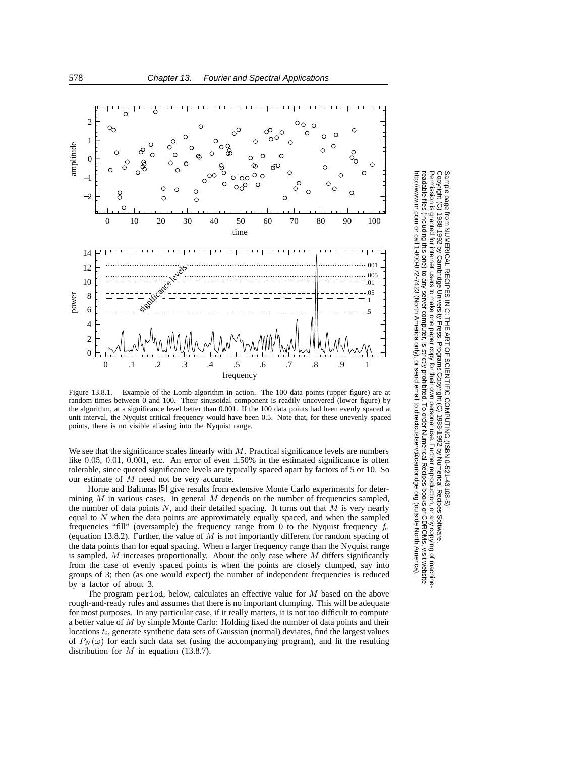Figure 13.8.1. Example of the Lomb algorithm in action. The 100 data points (upper figure) are at random times between 0 and 100. Their sinusoidal component is readily uncovered (lower figure) by the algorithm, at a significance level better than 0.001. If the 100 data points had been evenly spaced at unit interval, the Nyquist critical frequency would have been 0.5. Note that, for these unevenly spaced points, there is no visible aliasing into the Nyquist range.

We see that the significance scales linearly with $M$. Practical significance levels are numbers like 0.05, 0.01, 0.001, etc. An error of even $\pm 50\%$ in the estimated significance is often tolerable, since quoted significance levels are typically spaced apart by factors of 5 or 10. So our estimate of $M$ need not be very accurate.

Horne and Baliunas [5] give results from extensive Monte Carlo experiments for determining $M$ in various cases. In general $M$ depends on the number of frequencies sampled, the number of data points $N$, and their detailed spacing. It turns out that $M$ is very nearly equal to $N$ when the data points are approximately equally spaced, and when the sampled frequencies "fill" (oversample) the frequency range from 0 to the Nyquist frequency $f_c$ (equation 13.8.2). Further, the value of $M$ is not importantly different for random spacing of the data points than for equal spacing. When a larger frequency range than the Nyquist range is sampled, $M$ increases proportionally. About the only case where $M$ differs significantly from the case of evenly spaced points is when the points are closely clumped, say into groups of 3; then (as one would expect) the number of independent frequencies is reduced by a factor of about 3.

The program period, below, calculates an effective value for $M$ based on the above rough-and-ready rules and assumes that there is no important clumping. This will be adequate for most purposes. In any particular case, if it really matters, it is not too difficult to compute a better value of $M$ by simple Monte Carlo: Holding fixed the number of data points and their locations $t_i$, generate synthetic data sets of Gaussian (normal) deviates, find the largest values of $P_N(\omega)$ for each such data set (using the accompanying program), and fit the resulting distribution for $M$ in equation (13.8.7).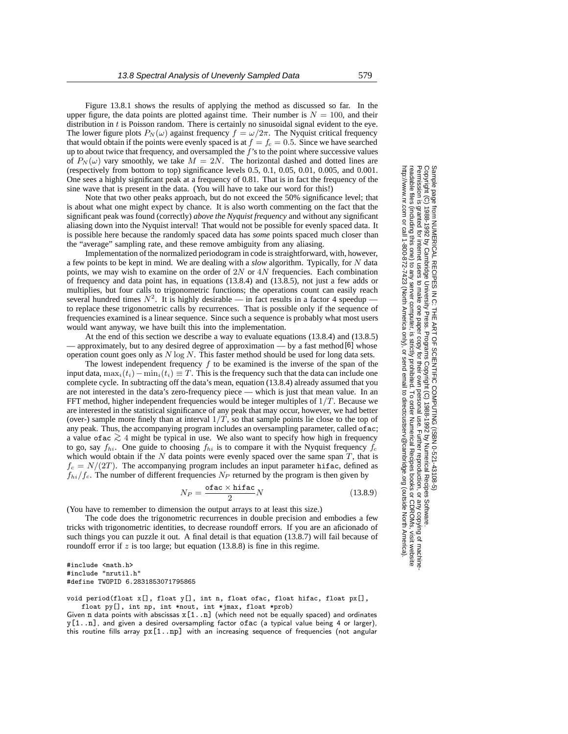Figure 13.8.1 shows the results of applying the method as discussed so far. In the upper figure, the data points are plotted against time. Their number is $N = 100$, and their distribution in $t$ is Poisson random. There is certainly no sinusoidal signal evident to the eye. The lower figure plots $P_N(\omega)$ against frequency $f = \omega/2\pi$. The Nyquist critical frequency that would obtain if the points were evenly spaced is at $f = f_c = 0.5$. Since we have searched up to about twice that frequency, and oversampled the $f$'s to the point where successive values of $P_N(\omega)$ vary smoothly, we take $M = 2N$. The horizontal dashed and dotted lines are (respectively from bottom to top) significance levels 0.5, 0.1, 0.05, 0.01, 0.005, and 0.001. One sees a highly significant peak at a frequency of 0.81. That is in fact the frequency of the sine wave that is present in the data. (You will have to take our word for this!)

Note that two other peaks approach, but do not exceed the 50% significance level; that is about what one might expect by chance. It is also worth commenting on the fact that the significant peak was found (correctly) *above the Nyquist frequency* and without any significant aliasing down into the Nyquist interval! That would not be possible for evenly spaced data. It is possible here because the randomly spaced data has *some* points spaced much closer than the "average" sampling rate, and these remove ambiguity from any aliasing.

Implementation of the normalized periodogram in code is straightforward, with, however, a few points to be kept in mind. We are dealing with a *slow* algorithm. Typically, for $N$ data points, we may wish to examine on the order of $2N$ or $4N$ frequencies. Each combination of frequency and data point has, in equations (13.8.4) and (13.8.5), not just a few adds or multiplies, but four calls to trigonometric functions; the operations count can easily reach several hundred times $N^2$. It is highly desirable — in fact results in a factor 4 speedup — to replace these trigonometric calls by recurrences. That is possible only if the sequence of frequencies examined is a linear sequence. Since such a sequence is probably what most users would want anyway, we have built this into the implementation.

At the end of this section we describe a way to evaluate equations (13.8.4) and (13.8.5) — approximately, but to any desired degree of approximation — by a fast method [6] whose operation count goes only as $N \log N$. This faster method should be used for long data sets.

The lowest independent frequency $f$ to be examined is the inverse of the span of the input data, $\max_i(t_i) - \min_i(t_i) \equiv T$. This is the frequency such that the data can include one complete cycle. In subtracting off the data's mean, equation (13.8.4) already assumed that you are not interested in the data's zero-frequency piece — which is just that mean value. In an FFT method, higher independent frequencies would be integer multiples of $1/T$. Because we are interested in the statistical significance of any peak that may occur, however, we had better (over-) sample more finely than at interval $1/T$, so that sample points lie close to the top of any peak. Thus, the accompanying program includes an oversampling parameter, called `ofac`; a value `ofac` $\gtrsim 4$ might be typical in use. We also want to specify how high in frequency to go, say $f_{hi}$. One guide to choosing $f_{hi}$ is to compare it with the Nyquist frequency $f_c$ which would obtain if the $N$ data points were evenly spaced over the same span $T$, that is $f_c = N/(2T)$. The accompanying program includes an input parameter `hifac`, defined as $f_{hi}/f_c$. The number of different frequencies $N_P$ returned by the program is then given by

$$N_P = \frac{\texttt{ofac} \times \texttt{hifac}}{2} N \tag{13.8.9}$$

(You have to remember to dimension the output arrays to at least this size.)

The code does the trigonometric recurrences in double precision and embodies a few tricks with trigonometric identities, to decrease roundoff errors. If you are an aficionado of such things you can puzzle it out. A final detail is that equation (13.8.7) will fail because of roundoff error if $z$ is too large; but equation (13.8.8) is fine in this regime.

```
#include <math.h>
#include "nrutil.h"
#define TWOPID 6.2831853071795865

void period(float x[], float y[], int n, float ofac, float hifac, float px[],
    float py[], int np, int *nout, int *jmax, float *prob)
```

Given `n` data points with abscissas `x[1..n]` (which need not be equally spaced) and ordinates `y[1..n]`, and given a desired oversampling factor `ofac` (a typical value being 4 or larger), this routine fills array `px[1..np]` with an increasing sequence of frequencies (not angular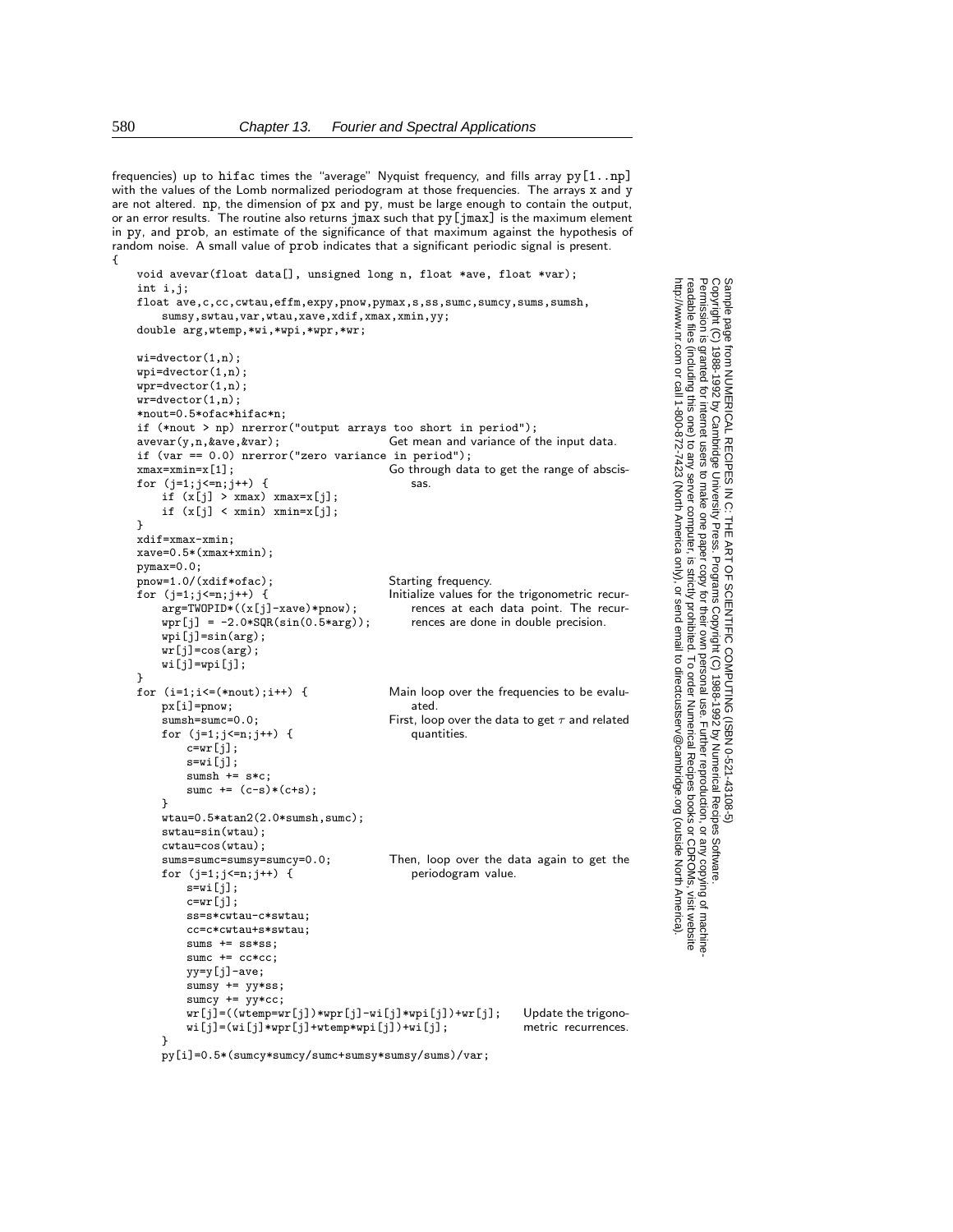frequencies) up to hifac times the "average" Nyquist frequency, and fills array py[1..np] with the values of the Lomb normalized periodogram at those frequencies. The arrays x and y are not altered. np, the dimension of px and py, must be large enough to contain the output, or an error results. The routine also returns jmax such that py[jmax] is the maximum element in py, and prob, an estimate of the significance of that maximum against the hypothesis of random noise. A small value of prob indicates that a significant periodic signal is present.

```
{
    void avevar(float data[], unsigned long n, float *ave, float *var);
    int i,j;
    float ave,c,cc,cwtau,effm,expy,pnow,pymax,s,ss,sumc,sumcy,sums,sumsh,
        sumsy,swtau,var,wtau,xave,xdif,xmax,xmin,yy;
    double arg,wtemp,*wi,*wpi,*wpr,*wr;

    wi=dvector(1,n);
    wpi=dvector(1,n);
    wpr=dvector(1,n);
    wr=dvector(1,n);
    *nout=0.5*ofac*hifac*n;
    if (*nout > np) nrerror("output arrays too short in period");
    avevar(y,n,&ave,&var);                  Get mean and variance of the input data.
    if (var == 0.0) nrerror("zero variance in period");
    xmax=xmin=x[1];                         Go through data to get the range of abscis-
    for (j=1;j<=n;j++) {                        sas.
        if (x[j] > xmax) xmax=x[j];
        if (x[j] < xmin) xmin=x[j];
    }
    xdif=xmax-xmin;
    xave=0.5*(xmax+xmin);
    pymax=0.0;
    pnow=1.0/(xdif*ofac);                   Starting frequency.
    for (j=1;j<=n;j++) {                    Initialize values for the trigonometric recur-
        arg=TWOPID*((x[j]-xave)*pnow);          rences at each data point. The recur-
        wpr[j] = -2.0*SQR(sin(0.5*arg));        rences are done in double precision.
        wpi[j]=sin(arg);
        wr[j]=cos(arg);
        wi[j]=wpi[j];
    }
    for (i=1;i<=(*nout);i++) {              Main loop over the frequencies to be evalu-
        px[i]=pnow;                             ated.
        sumsh=sumc=0.0;                     First, loop over the data to get τ and related
        for (j=1;j<=n;j++) {                    quantities.
            c=wr[j];
            s=wi[j];
            sumsh += s*c;
            sumc += (c-s)*(c+s);
        }
        wtau=0.5*atan2(2.0*sumsh,sumc);
        swtau=sin(wtau);
        cwtau=cos(wtau);
        sums=sumc=sumsy=sumcy=0.0;          Then, loop over the data again to get the
        for (j=1;j<=n;j++) {                    periodogram value.
            s=wi[j];
            c=wr[j];
            ss=s*cwtau-c*swtau;
            cc=c*cwtau+s*swtau;
            sums += ss*ss;
            sumc += cc*cc;
            yy=y[j]-ave;
            sumsy += yy*ss;
            sumcy += yy*cc;
            wr[j]=((wtemp=wr[j])*wpr[j]-wi[j]*wpi[j])+wr[j];    Update the trigono-
            wi[j]=(wi[j]*wpr[j]+wtemp*wpi[j])+wi[j];            metric recurrences.
        }
        py[i]=0.5*(sumcy*sumcy/sumc+sumsy*sumsy/sums)/var;
```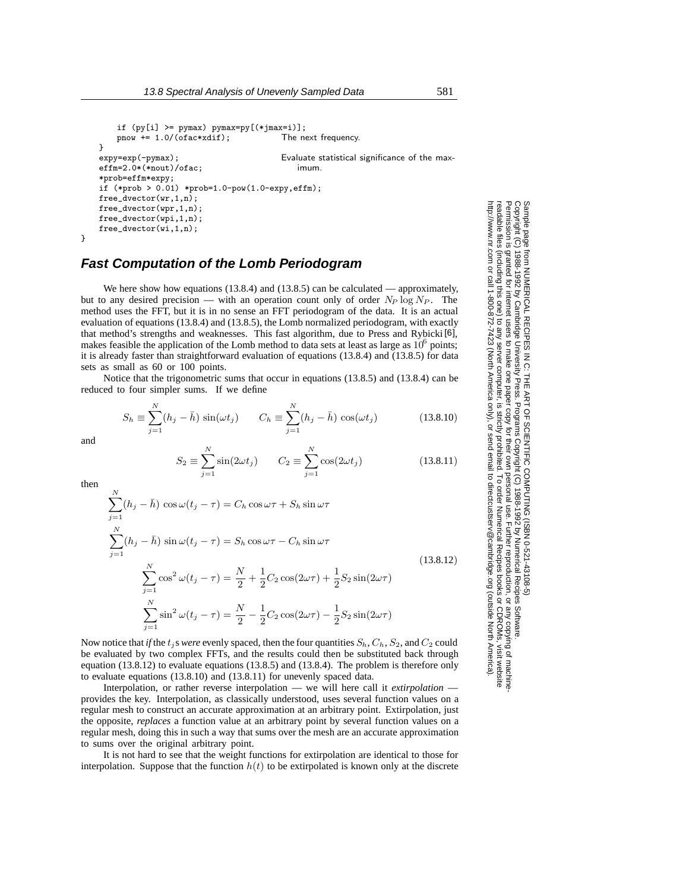```
        if (py[i] >= pymax) pymax=py[(*jmax=i)];
        pnow += 1.0/(ofac*xdif);            The next frequency.
    }
    expy=exp(-pymax);                       Evaluate statistical significance of the max-
    effm=2.0*(*nout)/ofac;                      imum.
    *prob=effm*expy;
    if (*prob > 0.01) *prob=1.0-pow(1.0-expy,effm);
    free_dvector(wr,1,n);
    free_dvector(wpr,1,n);
    free_dvector(wpi,1,n);
    free_dvector(wi,1,n);
}
```

## Fast Computation of the Lomb Periodogram

We here show how equations (13.8.4) and (13.8.5) can be calculated — approximately, but to any desired precision — with an operation count only of order $N_P \log N_P$. The method uses the FFT, but it is in no sense an FFT periodogram of the data. It is an actual evaluation of equations (13.8.4) and (13.8.5), the Lomb normalized periodogram, with exactly that method's strengths and weaknesses. This fast algorithm, due to Press and Rybicki [6], makes feasible the application of the Lomb method to data sets at least as large as $10^6$ points; it is already faster than straightforward evaluation of equations (13.8.4) and (13.8.5) for data sets as small as 60 or 100 points.

Notice that the trigonometric sums that occur in equations (13.8.5) and (13.8.4) can be reduced to four simpler sums. If we define

$$S_h \equiv \sum_{j=1}^{N}(h_j - \bar{h})\,\sin(\omega t_j) \qquad C_h \equiv \sum_{j=1}^{N}(h_j - \bar{h})\,\cos(\omega t_j) \tag{13.8.10}$$

and

$$S_2 \equiv \sum_{j=1}^{N}\sin(2\omega t_j) \qquad C_2 \equiv \sum_{j=1}^{N}\cos(2\omega t_j) \tag{13.8.11}$$

then

$$\begin{aligned}
\sum_{j=1}^{N}(h_j - \bar{h})\,\cos\omega(t_j - \tau) &= C_h \cos\omega\tau + S_h \sin\omega\tau \\
\sum_{j=1}^{N}(h_j - \bar{h})\,\sin\omega(t_j - \tau) &= S_h \cos\omega\tau - C_h \sin\omega\tau \\
\sum_{j=1}^{N}\cos^2\omega(t_j - \tau) &= \frac{N}{2} + \frac{1}{2}C_2\cos(2\omega\tau) + \frac{1}{2}S_2\sin(2\omega\tau) \\
\sum_{j=1}^{N}\sin^2\omega(t_j - \tau) &= \frac{N}{2} - \frac{1}{2}C_2\cos(2\omega\tau) - \frac{1}{2}S_2\sin(2\omega\tau)
\end{aligned} \tag{13.8.12}$$

Now notice that *if* the $t_j$s *were* evenly spaced, then the four quantities $S_h$, $C_h$, $S_2$, and $C_2$ could be evaluated by two complex FFTs, and the results could then be substituted back through equation (13.8.12) to evaluate equations (13.8.5) and (13.8.4). The problem is therefore only to evaluate equations (13.8.10) and (13.8.11) for unevenly spaced data.

Interpolation, or rather reverse interpolation — we will here call it *extirpolation* — provides the key. Interpolation, as classically understood, uses several function values on a regular mesh to construct an accurate approximation at an arbitrary point. Extirpolation, just the opposite, *replaces* a function value at an arbitrary point by several function values on a regular mesh, doing this in such a way that sums over the mesh are an accurate approximation to sums over the original arbitrary point.

It is not hard to see that the weight functions for extirpolation are identical to those for interpolation. Suppose that the function $h(t)$ to be extirpolated is known only at the discrete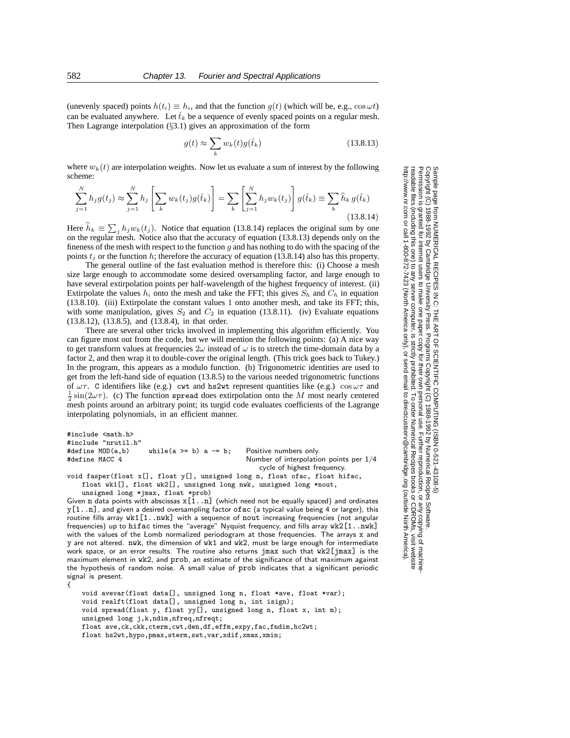(unevenly spaced) points $h(t_i) \equiv h_i$, and that the function $g(t)$ (which will be, e.g., $\cos \omega t$) can be evaluated anywhere. Let $\hat{t}_k$ be a sequence of evenly spaced points on a regular mesh. Then Lagrange interpolation (§3.1) gives an approximation of the form

$$g(t) \approx \sum_k w_k(t) g(\hat{t}_k) \tag{13.8.13}$$

where $w_k(t)$ are interpolation weights. Now let us evaluate a sum of interest by the following scheme:

$$\sum_{j=1}^{N} h_j g(t_j) \approx \sum_{j=1}^{N} h_j \left[ \sum_k w_k(t_j) g(\hat{t}_k) \right] = \sum_k \left[ \sum_{j=1}^{N} h_j w_k(t_j) \right] g(\hat{t}_k) \equiv \sum_k \widehat{h}_k \, g(\hat{t}_k) \tag{13.8.14}$$

Here $\widehat{h}_k \equiv \sum_j h_j w_k(t_j)$. Notice that equation (13.8.14) replaces the original sum by one on the regular mesh. Notice also that the accuracy of equation (13.8.13) depends only on the fineness of the mesh with respect to the function $g$ and has nothing to do with the spacing of the points $t_j$ or the function $h$; therefore the accuracy of equation (13.8.14) also has this property.

The general outline of the fast evaluation method is therefore this: (i) Choose a mesh size large enough to accommodate some desired oversampling factor, and large enough to have several extirpolation points per half-wavelength of the highest frequency of interest. (ii) Extirpolate the values $h_i$ onto the mesh and take the FFT; this gives $S_h$ and $C_h$ in equation (13.8.10). (iii) Extirpolate the constant values 1 onto another mesh, and take its FFT; this, with some manipulation, gives $S_2$ and $C_2$ in equation (13.8.11). (iv) Evaluate equations (13.8.12), (13.8.5), and (13.8.4), in that order.

There are several other tricks involved in implementing this algorithm efficiently. You can figure most out from the code, but we will mention the following points: (a) A nice way to get transform values at frequencies $2\omega$ instead of $\omega$ is to stretch the time-domain data by a factor 2, and then wrap it to double-cover the original length. (This trick goes back to Tukey.) In the program, this appears as a modulo function. (b) Trigonometric identities are used to get from the left-hand side of equation (13.8.5) to the various needed trigonometric functions of $\omega\tau$. C identifiers like (e.g.) cwt and hs2wt represent quantities like (e.g.) $\cos \omega\tau$ and $\frac{1}{2}\sin(2\omega\tau)$. (c) The function spread does extirpolation onto the $M$ most nearly centered mesh points around an arbitrary point; its turgid code evaluates coefficients of the Lagrange interpolating polynomials, in an efficient manner.

```
#include <math.h>
#include "nrutil.h"
#define MOD(a,b)     while(a >= b) a -= b;      Positive numbers only.
#define MACC 4                                  Number of interpolation points per 1/4
                                                  cycle of highest frequency.

void fasper(float x[], float y[], unsigned long n, float ofac, float hifac,
    float wk1[], float wk2[], unsigned long nwk, unsigned long *nout,
    unsigned long *jmax, float *prob)
```

Given n data points with abscissas x[1..n] (which need not be equally spaced) and ordinates y[1..n], and given a desired oversampling factor ofac (a typical value being 4 or larger), this routine fills array wk1[1..nwk] with a sequence of nout increasing frequencies (not angular frequencies) up to hifac times the "average" Nyquist frequency, and fills array wk2[1..nwk] with the values of the Lomb normalized periodogram at those frequencies. The arrays x and y are not altered. nwk, the dimension of wk1 and wk2, must be large enough for intermediate work space, or an error results. The routine also returns jmax such that wk2[jmax] is the maximum element in wk2, and prob, an estimate of the significance of that maximum against the hypothesis of random noise. A small value of prob indicates that a significant periodic signal is present.

```
{
    void avevar(float data[], unsigned long n, float *ave, float *var);
    void realft(float data[], unsigned long n, int isign);
    void spread(float y, float yy[], unsigned long n, float x, int m);
    unsigned long j,k,ndim,nfreq,nfreqt;
    float ave,ck,ckk,cterm,cwt,den,df,effm,expy,fac,fndim,hc2wt;
    float hs2wt,hypo,pmax,sterm,swt,var,xdif,xmax,xmin;
```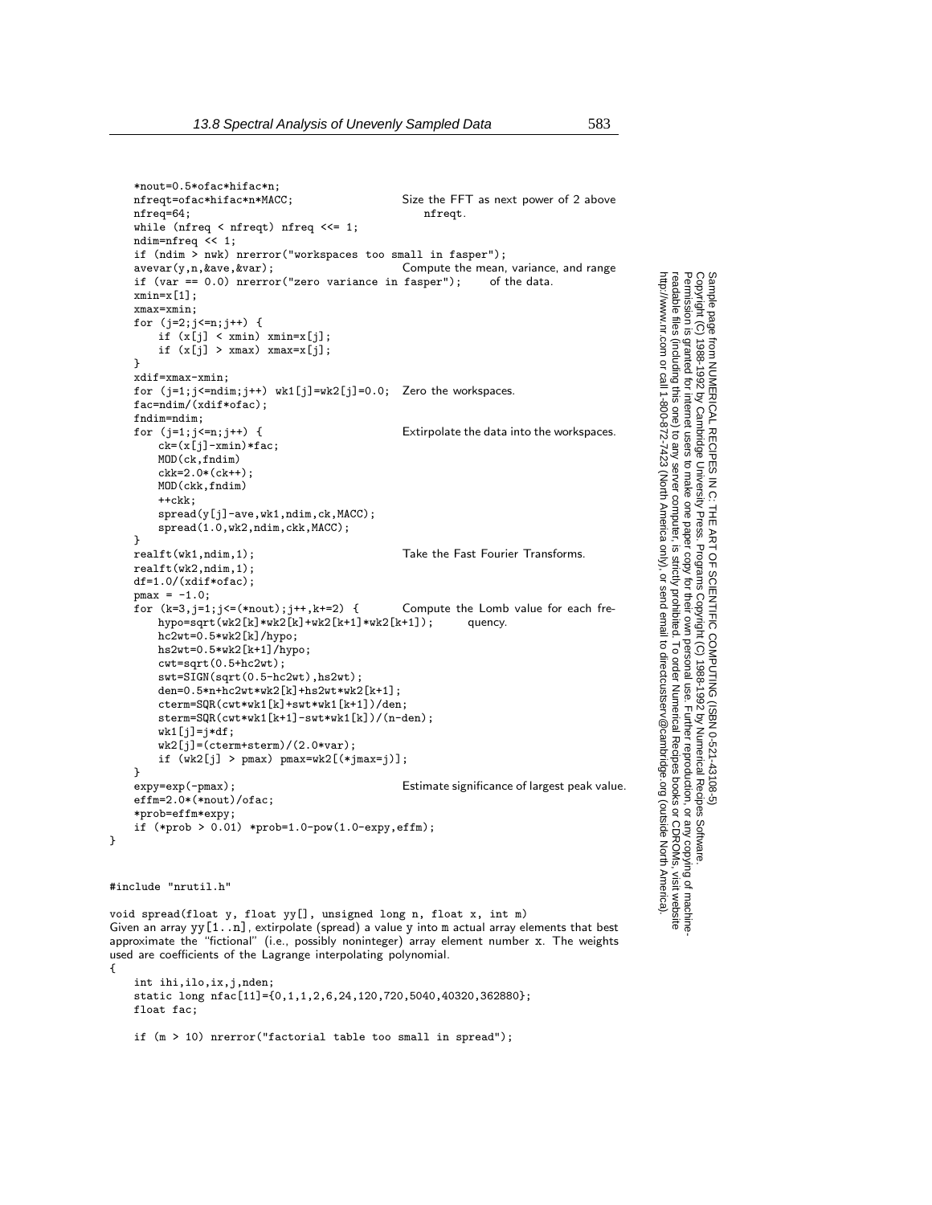```
    *nout=0.5*ofac*hifac*n;
    nfreqt=ofac*hifac*n*MACC;                   Size the FFT as next power of 2 above
    nfreq=64;                                      nfreqt.
    while (nfreq < nfreqt) nfreq <<= 1;
    ndim=nfreq << 1;
    if (ndim > nwk) nrerror("workspaces too small in fasper");
    avevar(y,n,&ave,&var);                      Compute the mean, variance, and range
    if (var == 0.0) nrerror("zero variance in fasper");      of the data.
    xmin=x[1];
    xmax=xmin;
    for (j=2;j<=n;j++) {
        if (x[j] < xmin) xmin=x[j];
        if (x[j] > xmax) xmax=x[j];
    }
    xdif=xmax-xmin;
    for (j=1;j<=ndim;j++) wk1[j]=wk2[j]=0.0;   Zero the workspaces.
    fac=ndim/(xdif*ofac);
    fndim=ndim;
    for (j=1;j<=n;j++) {                        Extirpolate the data into the workspaces.
        ck=(x[j]-xmin)*fac;
        MOD(ck,fndim)
        ckk=2.0*(ck++);
        MOD(ckk,fndim)
        ++ckk;
        spread(y[j]-ave,wk1,ndim,ck,MACC);
        spread(1.0,wk2,ndim,ckk,MACC);
    }
    realft(wk1,ndim,1);                         Take the Fast Fourier Transforms.
    realft(wk2,ndim,1);
    df=1.0/(xdif*ofac);
    pmax = -1.0;
    for (k=3,j=1;j<=(*nout);j++,k+=2) {         Compute the Lomb value for each fre-
        hypo=sqrt(wk2[k]*wk2[k]+wk2[k+1]*wk2[k+1]);       quency.
        hc2wt=0.5*wk2[k]/hypo;
        hs2wt=0.5*wk2[k+1]/hypo;
        cwt=sqrt(0.5+hc2wt);
        swt=SIGN(sqrt(0.5-hc2wt),hs2wt);
        den=0.5*n+hc2wt*wk2[k]+hs2wt*wk2[k+1];
        cterm=SQR(cwt*wk1[k]+swt*wk1[k+1])/den;
        sterm=SQR(cwt*wk1[k+1]-swt*wk1[k])/(n-den);
        wk1[j]=j*df;
        wk2[j]=(cterm+sterm)/(2.0*var);
        if (wk2[j] > pmax) pmax=wk2[(*jmax=j)];
    }
    expy=exp(-pmax);                            Estimate significance of largest peak value.
    effm=2.0*(*nout)/ofac;
    *prob=effm*expy;
    if (*prob > 0.01) *prob=1.0-pow(1.0-expy,effm);
}
```

```
#include "nrutil.h"

void spread(float y, float yy[], unsigned long n, float x, int m)
```

Given an array yy[1..n], extirpolate (spread) a value y into m actual array elements that best approximate the "fictional" (i.e., possibly noninteger) array element number x. The weights used are coefficients of the Lagrange interpolating polynomial.

```
{
    int ihi,ilo,ix,j,nden;
    static long nfac[11]={0,1,1,2,6,24,120,720,5040,40320,362880};
    float fac;

    if (m > 10) nrerror("factorial table too small in spread");
```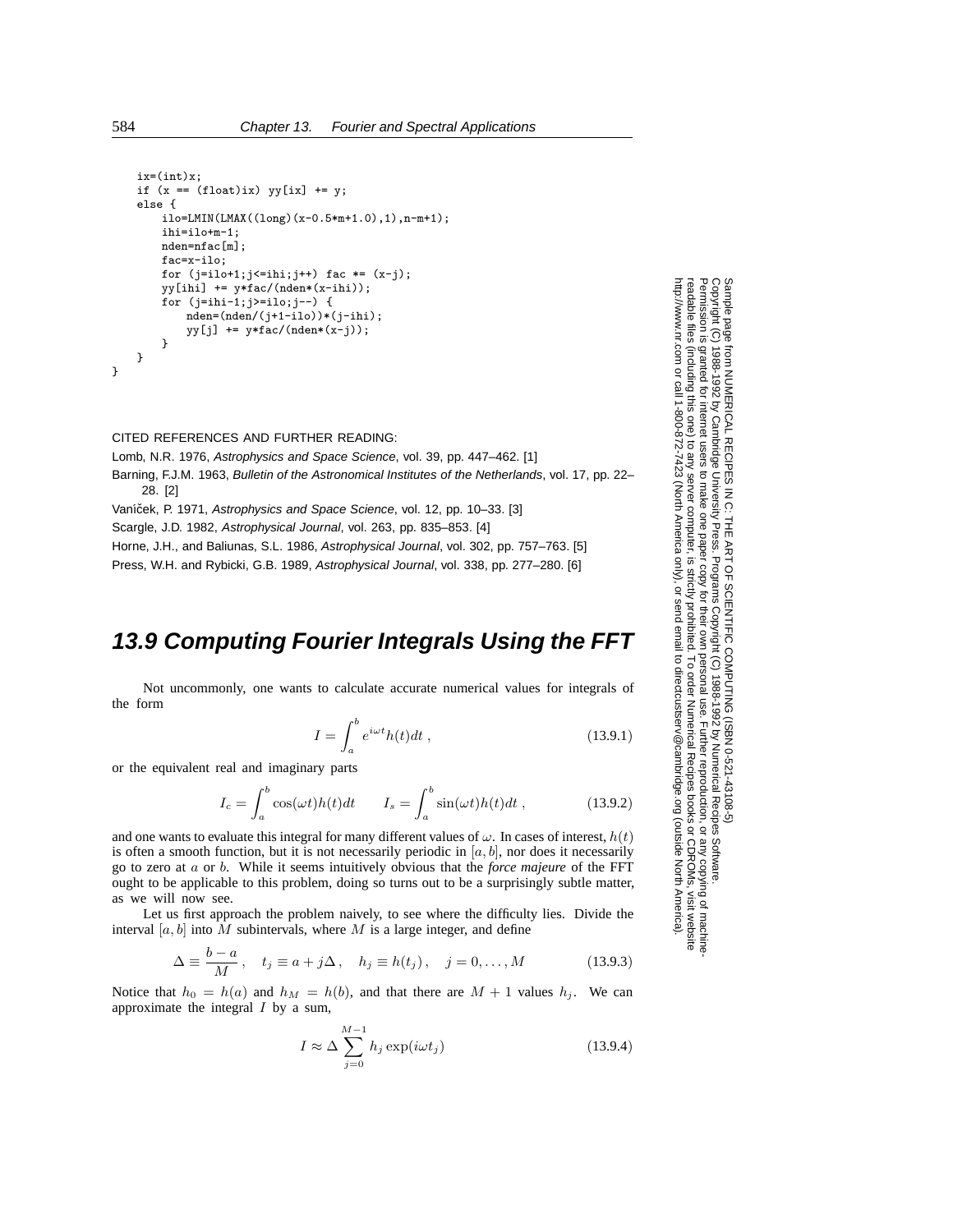```
    ix=(int)x;
    if (x == (float)ix) yy[ix] += y;
    else {
        ilo=LMIN(LMAX((long)(x-0.5*m+1.0),1),n-m+1);
        ihi=ilo+m-1;
        nden=nfac[m];
        fac=x-ilo;
        for (j=ilo+1;j<=ihi;j++) fac *= (x-j);
        yy[ihi] += y*fac/(nden*(x-ihi));
        for (j=ihi-1;j>=ilo;j--) {
            nden=(nden/(j+1-ilo))*(j-ihi);
            yy[j] += y*fac/(nden*(x-j));
        }
    }
}
```

CITED REFERENCES AND FURTHER READING:

Lomb, N.R. 1976, *Astrophysics and Space Science*, vol. 39, pp. 447–462. [1]

Barning, F.J.M. 1963, *Bulletin of the Astronomical Institutes of the Netherlands*, vol. 17, pp. 22–28. [2]

Vaníček, P. 1971, *Astrophysics and Space Science*, vol. 12, pp. 10–33. [3]

Scargle, J.D. 1982, *Astrophysical Journal*, vol. 263, pp. 835–853. [4]

Horne, J.H., and Baliunas, S.L. 1986, *Astrophysical Journal*, vol. 302, pp. 757–763. [5]

Press, W.H. and Rybicki, G.B. 1989, *Astrophysical Journal*, vol. 338, pp. 277–280. [6]

## 13.9 Computing Fourier Integrals Using the FFT

Not uncommonly, one wants to calculate accurate numerical values for integrals of the form

$$I = \int_a^b e^{i\omega t} h(t) dt \,, \tag{13.9.1}$$

or the equivalent real and imaginary parts

$$I_c = \int_a^b \cos(\omega t) h(t) dt \qquad I_s = \int_a^b \sin(\omega t) h(t) dt \,, \tag{13.9.2}$$

and one wants to evaluate this integral for many different values of $\omega$. In cases of interest, $h(t)$ is often a smooth function, but it is not necessarily periodic in $[a, b]$, nor does it necessarily go to zero at $a$ or $b$. While it seems intuitively obvious that the *force majeure* of the FFT ought to be applicable to this problem, doing so turns out to be a surprisingly subtle matter, as we will now see.

Let us first approach the problem naively, to see where the difficulty lies. Divide the interval $[a, b]$ into $M$ subintervals, where $M$ is a large integer, and define

$$\Delta \equiv \frac{b-a}{M} \,, \quad t_j \equiv a + j\Delta \,, \quad h_j \equiv h(t_j) \,, \quad j = 0, \ldots, M \tag{13.9.3}$$

Notice that $h_0 = h(a)$ and $h_M = h(b)$, and that there are $M + 1$ values $h_j$. We can approximate the integral $I$ by a sum,

$$I \approx \Delta \sum_{j=0}^{M-1} h_j \exp(i\omega t_j) \tag{13.9.4}$$